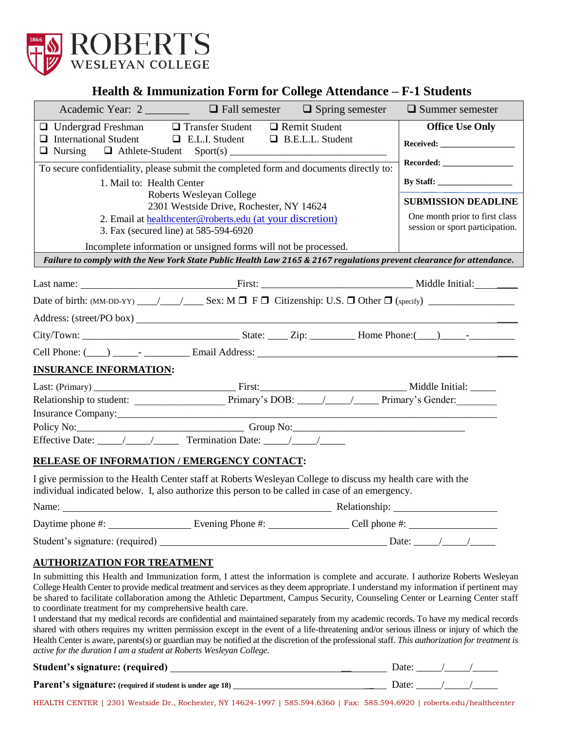# ROBERTS WESLEYAN COLLEGE

## Health & Immunization Form for College Attendance – F-1 Students

| Academic Year: 2 ________ | ❑ Fall semester | ❑ Spring semester | ❑ Summer semester |
|---|---|---|---|

❑ Undergrad Freshman ❑ Transfer Student ❑ Remit Student
❑ International Student ❑ E.L.I. Student ❑ B.E.L.L. Student
❑ Nursing ❑ Athlete-Student Sport(s) ______________________________

To secure confidentiality, please submit the completed form and documents directly to:

1. Mail to: Health Center
   Roberts Wesleyan College
   2301 Westside Drive, Rochester, NY 14624
2. Email at healthcenter@roberts.edu (at your discretion)
3. Fax (secured line) at 585-594-6920

Incomplete information or unsigned forms will not be processed.

**Office Use Only**

**Received:** ________________

**Recorded:** ________________

**By Staff:** ________________

**SUBMISSION DEADLINE**

One month prior to first class session or sport participation.

***Failure to comply with the New York State Public Health Law 2165 & 2167 regulations prevent clearance for attendance.***

Last name: ______________________________ First: ______________________________ Middle Initial: ________

Date of birth: (MM-DD-YY) ____/____/____ Sex: M ❒ F ❒ Citizenship: U.S. ❒ Other ❒ (specify) ________________

Address: (street/PO box) ____________________________________________________________________

City/Town: ______________________________ State: ____ Zip: ________ Home Phone:(____)_____-_________

Cell Phone: (____) _____- _________ Email Address: ___________________________________________

### INSURANCE INFORMATION:

Last: (Primary) ____________________________ First:____________________________ Middle Initial: _____

Relationship to student: _________________ Primary's DOB: _____/_____/_____ Primary's Gender:________

Insurance Company:___________________________________________________________________________

Policy No:________________________________ Group No:_________________________________

Effective Date: _____/_____/_____ Termination Date: _____/_____/_____

### RELEASE OF INFORMATION / EMERGENCY CONTACT:

I give permission to the Health Center staff at Roberts Wesleyan College to discuss my health care with the individual indicated below. I, also authorize this person to be called in case of an emergency.

Name: ____________________________________________________ Relationship: ___________________

Daytime phone #: ________________ Evening Phone #: _______________ Cell phone #: _________________

Student's signature: (required) _____________________________________________ Date: _____/_____/_____

### AUTHORIZATION FOR TREATMENT

In submitting this Health and Immunization form, I attest the information is complete and accurate. I authorize Roberts Wesleyan College Health Center to provide medical treatment and services as they deem appropriate. I understand my information if pertinent may be shared to facilitate collaboration among the Athletic Department, Campus Security, Counseling Center or Learning Center staff to coordinate treatment for my comprehensive health care.

I understand that my medical records are confidential and maintained separately from my academic records. To have my medical records shared with others requires my written permission except in the event of a life-threatening and/or serious illness or injury of which the Health Center is aware, parent(s) or guardian may be notified at the discretion of the professional staff. *This authorization for treatment is active for the duration I am a student at Roberts Wesleyan College.*

**Student's signature: (required)** _____________________________________________ Date: _____/_____/_____

**Parent's signature:** **(required if student is under age 18)** _________________________________ Date: _____/_____/_____

HEALTH CENTER | 2301 Westside Dr., Rochester, NY 14624-1997 | 585.594.6360 | Fax: 585.594.6920 | roberts.edu/healthcenter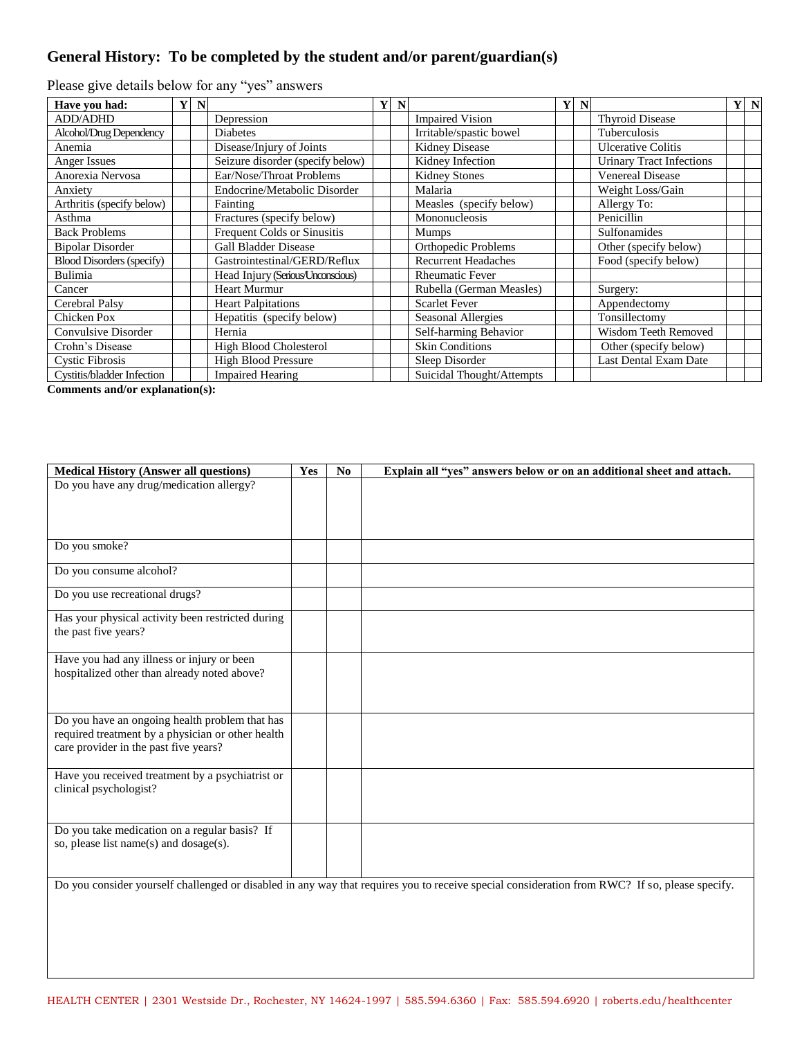## General History: To be completed by the student and/or parent/guardian(s)

Please give details below for any "yes" answers

| Have you had: | Y | N | | Y | N | | Y | N | | Y | N |
|---|---|---|---|---|---|---|---|---|---|---|---|
| ADD/ADHD | | | Depression | | | Impaired Vision | | | Thyroid Disease | | |
| Alcohol/Drug Dependency | | | Diabetes | | | Irritable/spastic bowel | | | Tuberculosis | | |
| Anemia | | | Disease/Injury of Joints | | | Kidney Disease | | | Ulcerative Colitis | | |
| Anger Issues | | | Seizure disorder (specify below) | | | Kidney Infection | | | Urinary Tract Infections | | |
| Anorexia Nervosa | | | Ear/Nose/Throat Problems | | | Kidney Stones | | | Venereal Disease | | |
| Anxiety | | | Endocrine/Metabolic Disorder | | | Malaria | | | Weight Loss/Gain | | |
| Arthritis (specify below) | | | Fainting | | | Measles (specify below) | | | Allergy To: | | |
| Asthma | | | Fractures (specify below) | | | Mononucleosis | | | Penicillin | | |
| Back Problems | | | Frequent Colds or Sinusitis | | | Mumps | | | Sulfonamides | | |
| Bipolar Disorder | | | Gall Bladder Disease | | | Orthopedic Problems | | | Other (specify below) | | |
| Blood Disorders (specify) | | | Gastrointestinal/GERD/Reflux | | | Recurrent Headaches | | | Food (specify below) | | |
| Bulimia | | | Head Injury (Serious/Unconscious) | | | Rheumatic Fever | | | | | |
| Cancer | | | Heart Murmur | | | Rubella (German Measles) | | | Surgery: | | |
| Cerebral Palsy | | | Heart Palpitations | | | Scarlet Fever | | | Appendectomy | | |
| Chicken Pox | | | Hepatitis (specify below) | | | Seasonal Allergies | | | Tonsillectomy | | |
| Convulsive Disorder | | | Hernia | | | Self-harming Behavior | | | Wisdom Teeth Removed | | |
| Crohn's Disease | | | High Blood Cholesterol | | | Skin Conditions | | | Other (specify below) | | |
| Cystic Fibrosis | | | High Blood Pressure | | | Sleep Disorder | | | Last Dental Exam Date | | |
| Cystitis/bladder Infection | | | Impaired Hearing | | | Suicidal Thought/Attempts | | | | | |

**Comments and/or explanation(s):**

| Medical History (Answer all questions) | Yes | No | Explain all "yes" answers below or on an additional sheet and attach. |
|---|---|---|---|
| Do you have any drug/medication allergy? | | | |
| Do you smoke? | | | |
| Do you consume alcohol? | | | |
| Do you use recreational drugs? | | | |
| Has your physical activity been restricted during the past five years? | | | |
| Have you had any illness or injury or been hospitalized other than already noted above? | | | |
| Do you have an ongoing health problem that has required treatment by a physician or other health care provider in the past five years? | | | |
| Have you received treatment by a psychiatrist or clinical psychologist? | | | |
| Do you take medication on a regular basis? If so, please list name(s) and dosage(s). | | | |

Do you consider yourself challenged or disabled in any way that requires you to receive special consideration from RWC? If so, please specify.

HEALTH CENTER | 2301 Westside Dr., Rochester, NY 14624-1997 | 585.594.6360 | Fax: 585.594.6920 | roberts.edu/healthcenter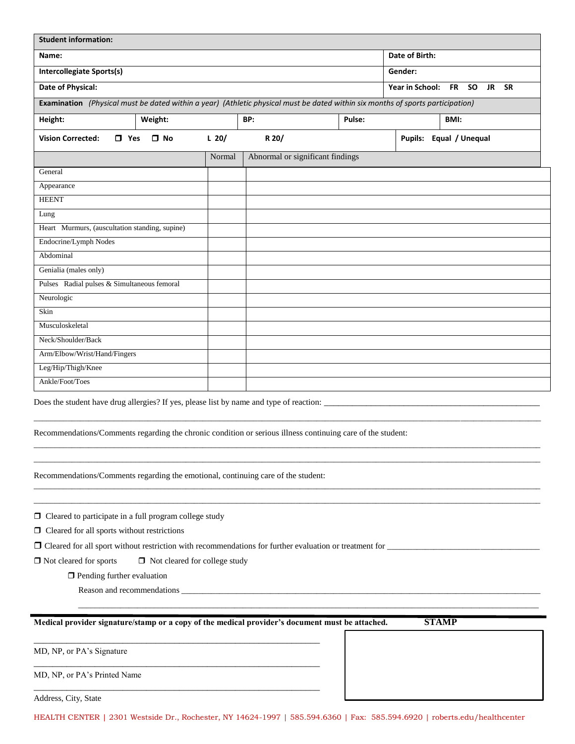| **Student information:** | |
|---|---|
| **Name:** | **Date of Birth:** |
| **Intercollegiate Sports(s)** | **Gender:** |
| **Date of Physical:** | **Year in School:** FR SO JR SR |

**Examination** *(Physical must be dated within a year) (Athletic physical must be dated within six months of sports participation)*

| **Height:** | **Weight:** | **BP:** | **Pulse:** | **BMI:** |
|---|---|---|---|---|

**Vision Corrected:** ☐ Yes ☐ No L 20/ R 20/ **Pupils: Equal / Unequal**

| | Normal | Abnormal or significant findings |
|---|---|---|
| General | | |
| Appearance | | |
| HEENT | | |
| Lung | | |
| Heart Murmurs, (auscultation standing, supine) | | |
| Endocrine/Lymph Nodes | | |
| Abdominal | | |
| Genialia (males only) | | |
| Pulses Radial pulses & Simultaneous femoral | | |
| Neurologic | | |
| Skin | | |
| Musculoskeletal | | |
| Neck/Shoulder/Back | | |
| Arm/Elbow/Wrist/Hand/Fingers | | |
| Leg/Hip/Thigh/Knee | | |
| Ankle/Foot/Toes | | |

Does the student have drug allergies? If yes, please list by name and type of reaction: ______________________________

______________________________________________________________________________

Recommendations/Comments regarding the chronic condition or serious illness continuing care of the student:

______________________________________________________________________________

______________________________________________________________________________

Recommendations/Comments regarding the emotional, continuing care of the student:

______________________________________________________________________________

______________________________________________________________________________

☐ Cleared to participate in a full program college study

☐ Cleared for all sports without restrictions

☐ Cleared for all sport without restriction with recommendations for further evaluation or treatment for ____________________

☐ Not cleared for sports ☐ Not cleared for college study

☐ Pending further evaluation

Reason and recommendations ______________________________________________________________

______________________________________________________________________________

**Medical provider signature/stamp or a copy of the medical provider's document must be attached.** **STAMP**

______________________________________

MD, NP, or PA's Signature

______________________________________

MD, NP, or PA's Printed Name

______________________________________

Address, City, State

HEALTH CENTER | 2301 Westside Dr., Rochester, NY 14624-1997 | 585.594.6360 | Fax: 585.594.6920 | roberts.edu/healthcenter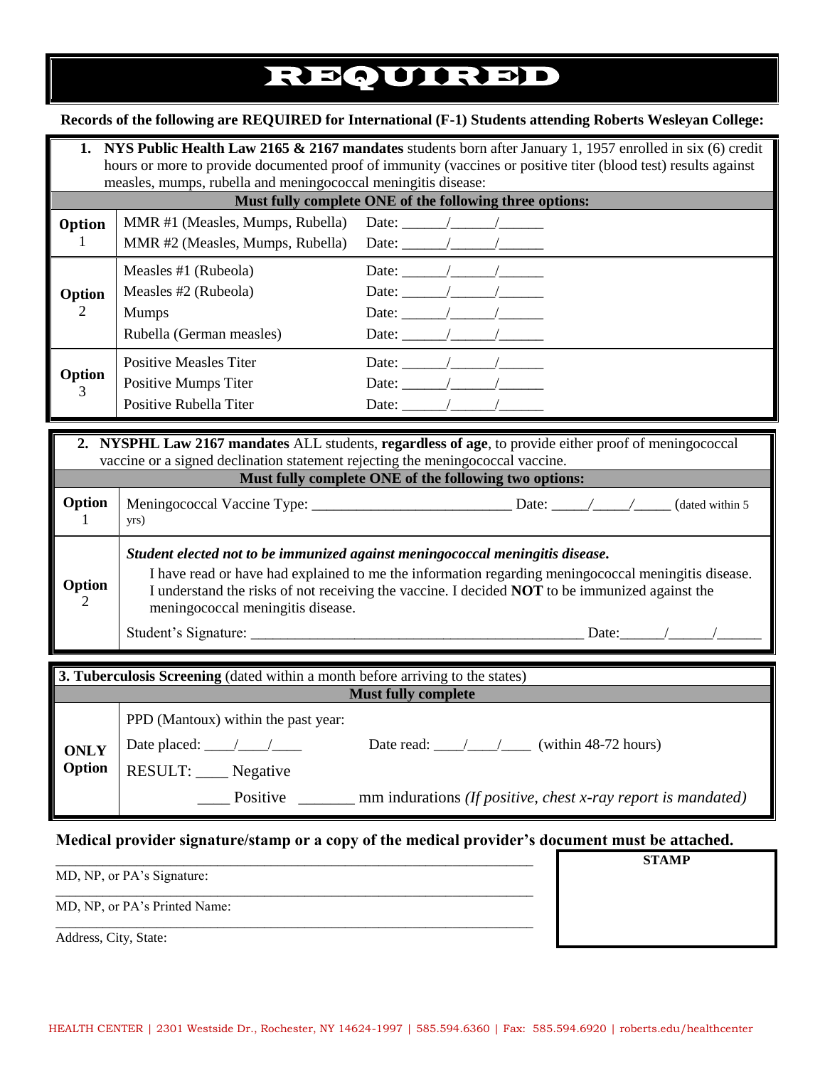# REQUIRED

**Records of the following are REQUIRED for International (F-1) Students attending Roberts Wesleyan College:**

| 1. **NYS Public Health Law 2165 & 2167 mandates** students born after January 1, 1957 enrolled in six (6) credit hours or more to provide documented proof of immunity (vaccines or positive titer (blood test) results against measles, mumps, rubella and meningococcal meningitis disease: | | |
|---|---|---|
| **Must fully complete ONE of the following three options:** | | |
| **Option** 1 | MMR #1 (Measles, Mumps, Rubella) | Date: ______/______/______ |
| | MMR #2 (Measles, Mumps, Rubella) | Date: ______/______/______ |
| **Option** 2 | Measles #1 (Rubeola) | Date: ______/______/______ |
| | Measles #2 (Rubeola) | Date: ______/______/______ |
| | Mumps | Date: ______/______/______ |
| | Rubella (German measles) | Date: ______/______/______ |
| **Option** 3 | Positive Measles Titer | Date: ______/______/______ |
| | Positive Mumps Titer | Date: ______/______/______ |
| | Positive Rubella Titer | Date: ______/______/______ |

| 2. **NYSPHL Law 2167 mandates** ALL students, **regardless of age**, to provide either proof of meningococcal vaccine or a signed declination statement rejecting the meningococcal vaccine. | |
|---|---|
| **Must fully complete ONE of the following two options:** | |
| **Option** 1 | Meningococcal Vaccine Type: ___________________________ Date: _____/_____/_____ (dated within 5 yrs) |
| **Option** 2 | ***Student elected not to be immunized against meningococcal meningitis disease.*** I have read or have had explained to me the information regarding meningococcal meningitis disease. I understand the risks of not receiving the vaccine. I decided **NOT** to be immunized against the meningococcal meningitis disease. Student's Signature: _____________________________________________ Date:______/______/______ |

| **3. Tuberculosis Screening** (dated within a month before arriving to the states) | |
|---|---|
| **Must fully complete** | |
| **ONLY Option** | PPD (Mantoux) within the past year: Date placed: ____/____/____ Date read: ____/____/____ (within 48-72 hours) RESULT: ____ Negative ____ Positive _______ mm indurations *(If positive, chest x-ray report is mandated)* |

**Medical provider signature/stamp or a copy of the medical provider's document must be attached.**

_______________________________________________
MD, NP, or PA's Signature:

_______________________________________________
MD, NP, or PA's Printed Name:

_______________________________________________
Address, City, State:

| **STAMP** |
|---|
| |

HEALTH CENTER | 2301 Westside Dr., Rochester, NY 14624-1997 | 585.594.6360 | Fax: 585.594.6920 | roberts.edu/healthcenter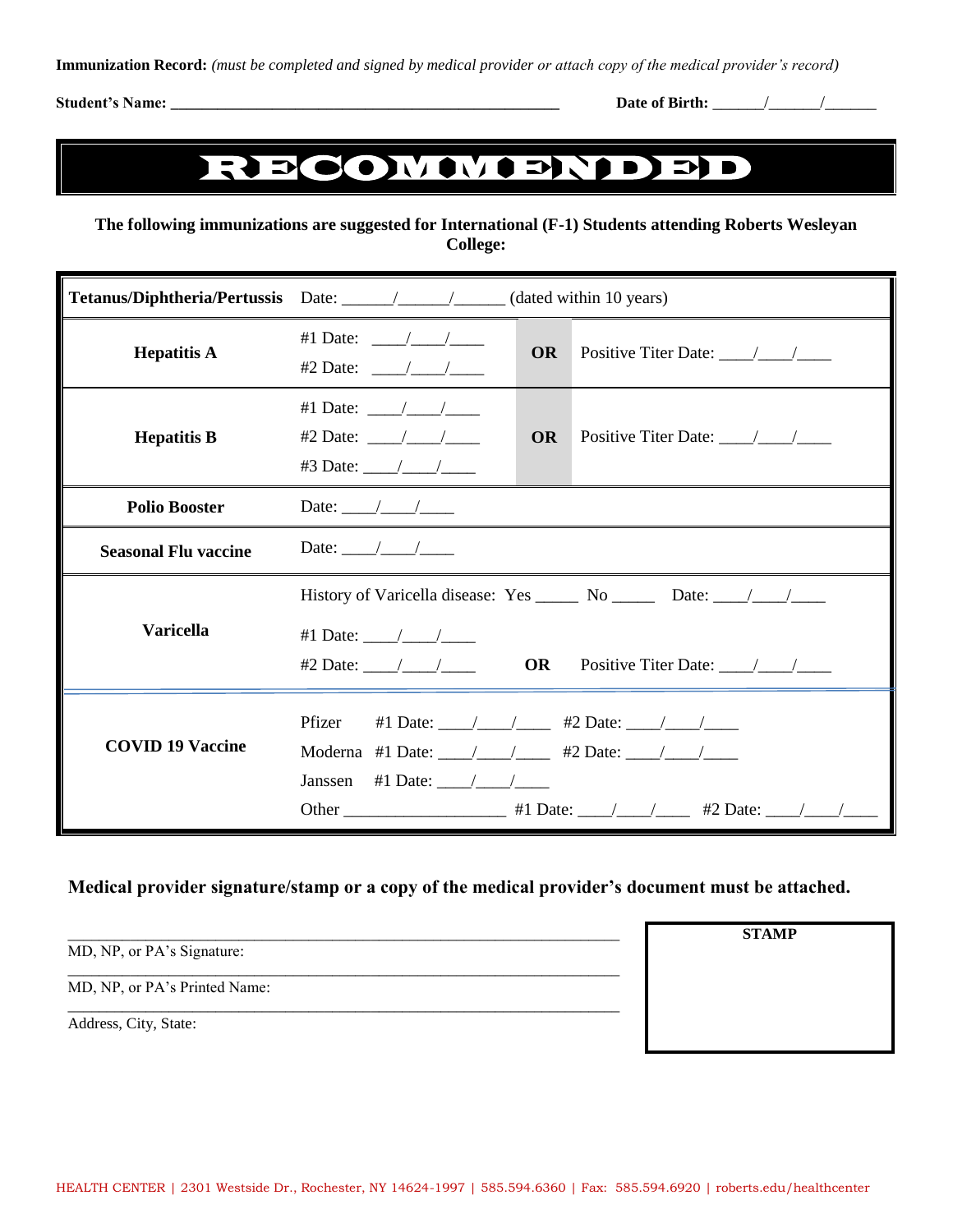**Immunization Record:** *(must be completed and signed by medical provider or attach copy of the medical provider's record)*

**Student's Name:** ____________________________________________________ **Date of Birth:** ______/______/______

# RECOMMENDED

**The following immunizations are suggested for International (F-1) Students attending Roberts Wesleyan College:**

| | | | |
|---|---|---|---|
| **Tetanus/Diphtheria/Pertussis** | Date: ______/______/______ (dated within 10 years) | | |
| **Hepatitis A** | #1 Date: ____/____/____<br>#2 Date: ____/____/____ | **OR** | Positive Titer Date: ____/____/____ |
| **Hepatitis B** | #1 Date: ____/____/____<br>#2 Date: ____/____/____<br>#3 Date: ____/____/____ | **OR** | Positive Titer Date: ____/____/____ |
| **Polio Booster** | Date: ____/____/____ | | |
| **Seasonal Flu vaccine** | Date: ____/____/____ | | |
| **Varicella** | History of Varicella disease: Yes _____ No _____ Date: ____/____/____<br>#1 Date: ____/____/____<br>#2 Date: ____/____/____ | **OR** | Positive Titer Date: ____/____/____ |
| **COVID 19 Vaccine** | Pfizer #1 Date: ____/____/____ #2 Date: ____/____/____<br>Moderna #1 Date: ____/____/____ #2 Date: ____/____/____<br>Janssen #1 Date: ____/____/____<br>Other ___________________ #1 Date: ____/____/____ #2 Date: ____/____/____ | | |

**Medical provider signature/stamp or a copy of the medical provider's document must be attached.**

______________________________________________________________________
MD, NP, or PA's Signature:

______________________________________________________________________
MD, NP, or PA's Printed Name:

______________________________________________________________________
Address, City, State:

**STAMP**

HEALTH CENTER | 2301 Westside Dr., Rochester, NY 14624-1997 | 585.594.6360 | Fax: 585.594.6920 | roberts.edu/healthcenter